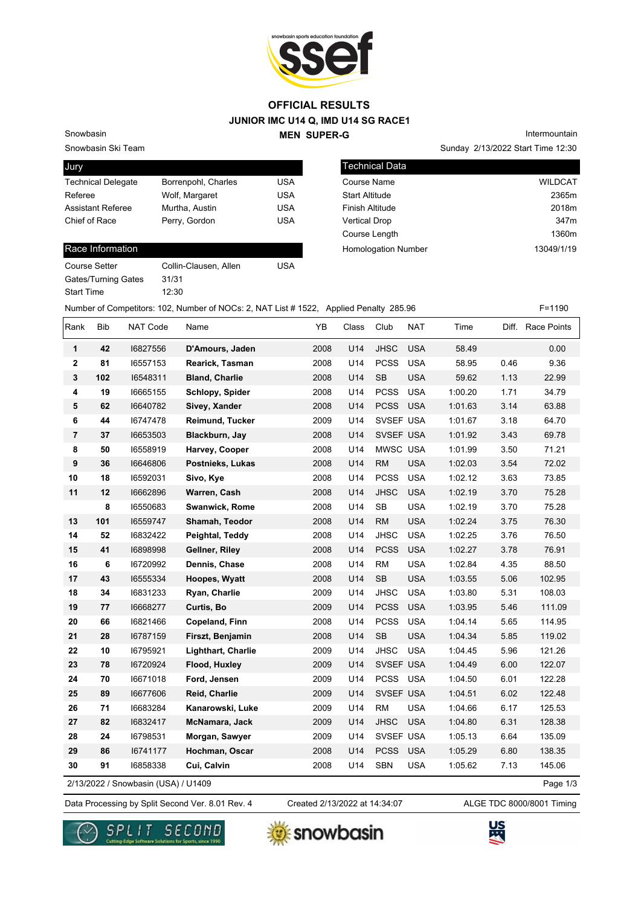# OFFICIAL RESULTS
## JUNIOR IMC U14 Q, IMD U14 SG RACE1
## MEN SUPER-G

Snowbasin
Snowbasin Ski Team

Intermountain
Sunday 2/13/2022 Start Time 12:30

| Jury | | |
|---|---|---|
| Technical Delegate | Borrenpohl, Charles | USA |
| Referee | Wolf, Margaret | USA |
| Assistant Referee | Murtha, Austin | USA |
| Chief of Race | Perry, Gordon | USA |

| Technical Data | |
|---|---|
| Course Name | WILDCAT |
| Start Altitude | 2365m |
| Finish Altitude | 2018m |
| Vertical Drop | 347m |
| Course Length | 1360m |
| Homologation Number | 13049/1/19 |

| Race Information | | |
|---|---|---|
| Course Setter | Collin-Clausen, Allen | USA |
| Gates/Turning Gates | 31/31 | |
| Start Time | 12:30 | |

Number of Competitors: 102, Number of NOCs: 2, NAT List # 1522, Applied Penalty 285.96 F=1190

| Rank | Bib | NAT Code | Name | YB | Class | Club | NAT | Time | Diff. | Race Points |
|---|---|---|---|---|---|---|---|---|---|---|
| 1 | 42 | I6827556 | **D'Amours, Jaden** | 2008 | U14 | JHSC | USA | 58.49 | | 0.00 |
| 2 | 81 | I6557153 | **Rearick, Tasman** | 2008 | U14 | PCSS | USA | 58.95 | 0.46 | 9.36 |
| 3 | 102 | I6548311 | **Bland, Charlie** | 2008 | U14 | SB | USA | 59.62 | 1.13 | 22.99 |
| 4 | 19 | I6665155 | **Schlopy, Spider** | 2008 | U14 | PCSS | USA | 1:00.20 | 1.71 | 34.79 |
| 5 | 62 | I6640782 | **Sivey, Xander** | 2008 | U14 | PCSS | USA | 1:01.63 | 3.14 | 63.88 |
| 6 | 44 | I6747478 | **Reimund, Tucker** | 2009 | U14 | SVSEF | USA | 1:01.67 | 3.18 | 64.70 |
| 7 | 37 | I6653503 | **Blackburn, Jay** | 2008 | U14 | SVSEF | USA | 1:01.92 | 3.43 | 69.78 |
| 8 | 50 | I6558919 | **Harvey, Cooper** | 2008 | U14 | MWSC | USA | 1:01.99 | 3.50 | 71.21 |
| 9 | 36 | I6646806 | **Postnieks, Lukas** | 2008 | U14 | RM | USA | 1:02.03 | 3.54 | 72.02 |
| 10 | 18 | I6592031 | **Sivo, Kye** | 2008 | U14 | PCSS | USA | 1:02.12 | 3.63 | 73.85 |
| 11 | 12 | I6662896 | **Warren, Cash** | 2008 | U14 | JHSC | USA | 1:02.19 | 3.70 | 75.28 |
| | 8 | I6550683 | **Swanwick, Rome** | 2008 | U14 | SB | USA | 1:02.19 | 3.70 | 75.28 |
| 13 | 101 | I6559747 | **Shamah, Teodor** | 2008 | U14 | RM | USA | 1:02.24 | 3.75 | 76.30 |
| 14 | 52 | I6832422 | **Peightal, Teddy** | 2008 | U14 | JHSC | USA | 1:02.25 | 3.76 | 76.50 |
| 15 | 41 | I6898998 | **Gellner, Riley** | 2008 | U14 | PCSS | USA | 1:02.27 | 3.78 | 76.91 |
| 16 | 6 | I6720992 | **Dennis, Chase** | 2008 | U14 | RM | USA | 1:02.84 | 4.35 | 88.50 |
| 17 | 43 | I6555334 | **Hoopes, Wyatt** | 2008 | U14 | SB | USA | 1:03.55 | 5.06 | 102.95 |
| 18 | 34 | I6831233 | **Ryan, Charlie** | 2009 | U14 | JHSC | USA | 1:03.80 | 5.31 | 108.03 |
| 19 | 77 | I6668277 | **Curtis, Bo** | 2009 | U14 | PCSS | USA | 1:03.95 | 5.46 | 111.09 |
| 20 | 66 | I6821466 | **Copeland, Finn** | 2008 | U14 | PCSS | USA | 1:04.14 | 5.65 | 114.95 |
| 21 | 28 | I6787159 | **Firszt, Benjamin** | 2008 | U14 | SB | USA | 1:04.34 | 5.85 | 119.02 |
| 22 | 10 | I6795921 | **Lighthart, Charlie** | 2009 | U14 | JHSC | USA | 1:04.45 | 5.96 | 121.26 |
| 23 | 78 | I6720924 | **Flood, Huxley** | 2009 | U14 | SVSEF | USA | 1:04.49 | 6.00 | 122.07 |
| 24 | 70 | I6671018 | **Ford, Jensen** | 2009 | U14 | PCSS | USA | 1:04.50 | 6.01 | 122.28 |
| 25 | 89 | I6677606 | **Reid, Charlie** | 2009 | U14 | SVSEF | USA | 1:04.51 | 6.02 | 122.48 |
| 26 | 71 | I6683284 | **Kanarowski, Luke** | 2009 | U14 | RM | USA | 1:04.66 | 6.17 | 125.53 |
| 27 | 82 | I6832417 | **McNamara, Jack** | 2009 | U14 | JHSC | USA | 1:04.80 | 6.31 | 128.38 |
| 28 | 24 | I6798531 | **Morgan, Sawyer** | 2009 | U14 | SVSEF | USA | 1:05.13 | 6.64 | 135.09 |
| 29 | 86 | I6741177 | **Hochman, Oscar** | 2008 | U14 | PCSS | USA | 1:05.29 | 6.80 | 138.35 |
| 30 | 91 | I6858338 | **Cui, Calvin** | 2008 | U14 | SBN | USA | 1:05.62 | 7.13 | 145.06 |

2/13/2022 / Snowbasin (USA) / U1409

Data Processing by Split Second Ver. 8.01 Rev. 4 Created 2/13/2022 at 14:34:07 ALGE TDC 8000/8001 Timing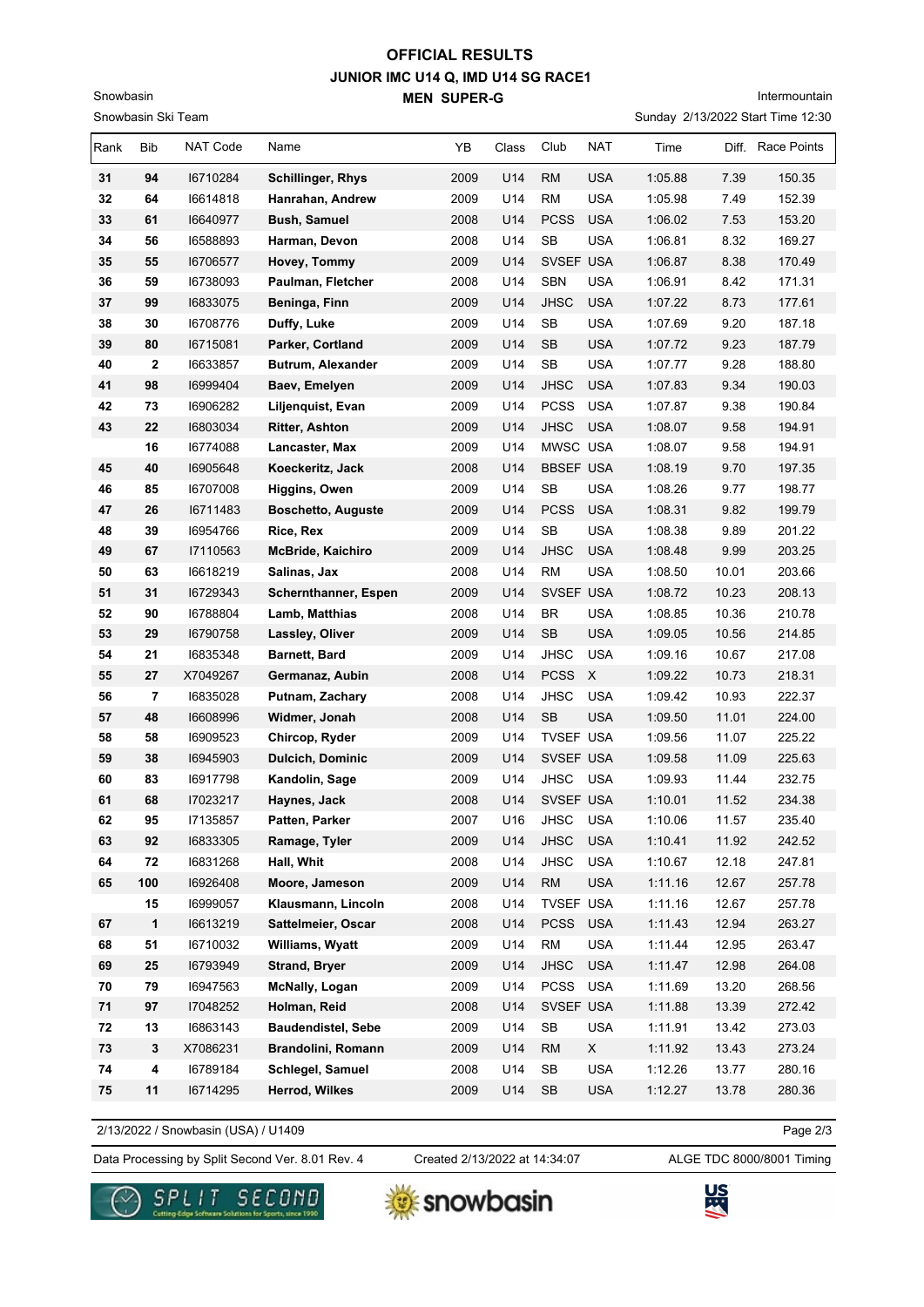# OFFICIAL RESULTS
## JUNIOR IMC U14 Q, IMD U14 SG RACE1
### MEN SUPER-G

Snowbasin
Snowbasin Ski Team

Intermountain
Sunday 2/13/2022 Start Time 12:30

| Rank | Bib | NAT Code | Name | YB | Class | Club | NAT | Time | Diff. | Race Points |
|---|---|---|---|---|---|---|---|---|---|---|
| 31 | 94 | I6710284 | **Schillinger, Rhys** | 2009 | U14 | RM | USA | 1:05.88 | 7.39 | 150.35 |
| 32 | 64 | I6614818 | **Hanrahan, Andrew** | 2009 | U14 | RM | USA | 1:05.98 | 7.49 | 152.39 |
| 33 | 61 | I6640977 | **Bush, Samuel** | 2008 | U14 | PCSS | USA | 1:06.02 | 7.53 | 153.20 |
| 34 | 56 | I6588893 | **Harman, Devon** | 2008 | U14 | SB | USA | 1:06.81 | 8.32 | 169.27 |
| 35 | 55 | I6706577 | **Hovey, Tommy** | 2009 | U14 | SVSEF | USA | 1:06.87 | 8.38 | 170.49 |
| 36 | 59 | I6738093 | **Paulman, Fletcher** | 2008 | U14 | SBN | USA | 1:06.91 | 8.42 | 171.31 |
| 37 | 99 | I6833075 | **Beninga, Finn** | 2009 | U14 | JHSC | USA | 1:07.22 | 8.73 | 177.61 |
| 38 | 30 | I6708776 | **Duffy, Luke** | 2009 | U14 | SB | USA | 1:07.69 | 9.20 | 187.18 |
| 39 | 80 | I6715081 | **Parker, Cortland** | 2009 | U14 | SB | USA | 1:07.72 | 9.23 | 187.79 |
| 40 | 2 | I6633857 | **Butrum, Alexander** | 2009 | U14 | SB | USA | 1:07.77 | 9.28 | 188.80 |
| 41 | 98 | I6999404 | **Baev, Emelyen** | 2009 | U14 | JHSC | USA | 1:07.83 | 9.34 | 190.03 |
| 42 | 73 | I6906282 | **Liljenquist, Evan** | 2009 | U14 | PCSS | USA | 1:07.87 | 9.38 | 190.84 |
| 43 | 22 | I6803034 | **Ritter, Ashton** | 2009 | U14 | JHSC | USA | 1:08.07 | 9.58 | 194.91 |
| | 16 | I6774088 | **Lancaster, Max** | 2009 | U14 | MWSC | USA | 1:08.07 | 9.58 | 194.91 |
| 45 | 40 | I6905648 | **Koeckeritz, Jack** | 2008 | U14 | BBSEF | USA | 1:08.19 | 9.70 | 197.35 |
| 46 | 85 | I6707008 | **Higgins, Owen** | 2009 | U14 | SB | USA | 1:08.26 | 9.77 | 198.77 |
| 47 | 26 | I6711483 | **Boschetto, Auguste** | 2009 | U14 | PCSS | USA | 1:08.31 | 9.82 | 199.79 |
| 48 | 39 | I6954766 | **Rice, Rex** | 2009 | U14 | SB | USA | 1:08.38 | 9.89 | 201.22 |
| 49 | 67 | I7110563 | **McBride, Kaichiro** | 2009 | U14 | JHSC | USA | 1:08.48 | 9.99 | 203.25 |
| 50 | 63 | I6618219 | **Salinas, Jax** | 2008 | U14 | RM | USA | 1:08.50 | 10.01 | 203.66 |
| 51 | 31 | I6729343 | **Schernthanner, Espen** | 2009 | U14 | SVSEF | USA | 1:08.72 | 10.23 | 208.13 |
| 52 | 90 | I6788804 | **Lamb, Matthias** | 2008 | U14 | BR | USA | 1:08.85 | 10.36 | 210.78 |
| 53 | 29 | I6790758 | **Lassley, Oliver** | 2009 | U14 | SB | USA | 1:09.05 | 10.56 | 214.85 |
| 54 | 21 | I6835348 | **Barnett, Bard** | 2009 | U14 | JHSC | USA | 1:09.16 | 10.67 | 217.08 |
| 55 | 27 | X7049267 | **Germanaz, Aubin** | 2008 | U14 | PCSS | X | 1:09.22 | 10.73 | 218.31 |
| 56 | 7 | I6835028 | **Putnam, Zachary** | 2008 | U14 | JHSC | USA | 1:09.42 | 10.93 | 222.37 |
| 57 | 48 | I6608996 | **Widmer, Jonah** | 2008 | U14 | SB | USA | 1:09.50 | 11.01 | 224.00 |
| 58 | 58 | I6909523 | **Chircop, Ryder** | 2009 | U14 | TVSEF | USA | 1:09.56 | 11.07 | 225.22 |
| 59 | 38 | I6945903 | **Dulcich, Dominic** | 2009 | U14 | SVSEF | USA | 1:09.58 | 11.09 | 225.63 |
| 60 | 83 | I6917798 | **Kandolin, Sage** | 2009 | U14 | JHSC | USA | 1:09.93 | 11.44 | 232.75 |
| 61 | 68 | I7023217 | **Haynes, Jack** | 2008 | U14 | SVSEF | USA | 1:10.01 | 11.52 | 234.38 |
| 62 | 95 | I7135857 | **Patten, Parker** | 2007 | U16 | JHSC | USA | 1:10.06 | 11.57 | 235.40 |
| 63 | 92 | I6833305 | **Ramage, Tyler** | 2009 | U14 | JHSC | USA | 1:10.41 | 11.92 | 242.52 |
| 64 | 72 | I6831268 | **Hall, Whit** | 2008 | U14 | JHSC | USA | 1:10.67 | 12.18 | 247.81 |
| 65 | 100 | I6926408 | **Moore, Jameson** | 2009 | U14 | RM | USA | 1:11.16 | 12.67 | 257.78 |
| | 15 | I6999057 | **Klausmann, Lincoln** | 2008 | U14 | TVSEF | USA | 1:11.16 | 12.67 | 257.78 |
| 67 | 1 | I6613219 | **Sattelmeier, Oscar** | 2008 | U14 | PCSS | USA | 1:11.43 | 12.94 | 263.27 |
| 68 | 51 | I6710032 | **Williams, Wyatt** | 2009 | U14 | RM | USA | 1:11.44 | 12.95 | 263.47 |
| 69 | 25 | I6793949 | **Strand, Bryer** | 2009 | U14 | JHSC | USA | 1:11.47 | 12.98 | 264.08 |
| 70 | 79 | I6947563 | **McNally, Logan** | 2009 | U14 | PCSS | USA | 1:11.69 | 13.20 | 268.56 |
| 71 | 97 | I7048252 | **Holman, Reid** | 2008 | U14 | SVSEF | USA | 1:11.88 | 13.39 | 272.42 |
| 72 | 13 | I6863143 | **Baudendistel, Sebe** | 2009 | U14 | SB | USA | 1:11.91 | 13.42 | 273.03 |
| 73 | 3 | X7086231 | **Brandolini, Romann** | 2009 | U14 | RM | X | 1:11.92 | 13.43 | 273.24 |
| 74 | 4 | I6789184 | **Schlegel, Samuel** | 2008 | U14 | SB | USA | 1:12.26 | 13.77 | 280.16 |
| 75 | 11 | I6714295 | **Herrod, Wilkes** | 2009 | U14 | SB | USA | 1:12.27 | 13.78 | 280.36 |

2/13/2022 / Snowbasin (USA) / U1409

Data Processing by Split Second Ver. 8.01 Rev. 4 &nbsp;&nbsp; Created 2/13/2022 at 14:34:07 &nbsp;&nbsp; ALGE TDC 8000/8001 Timing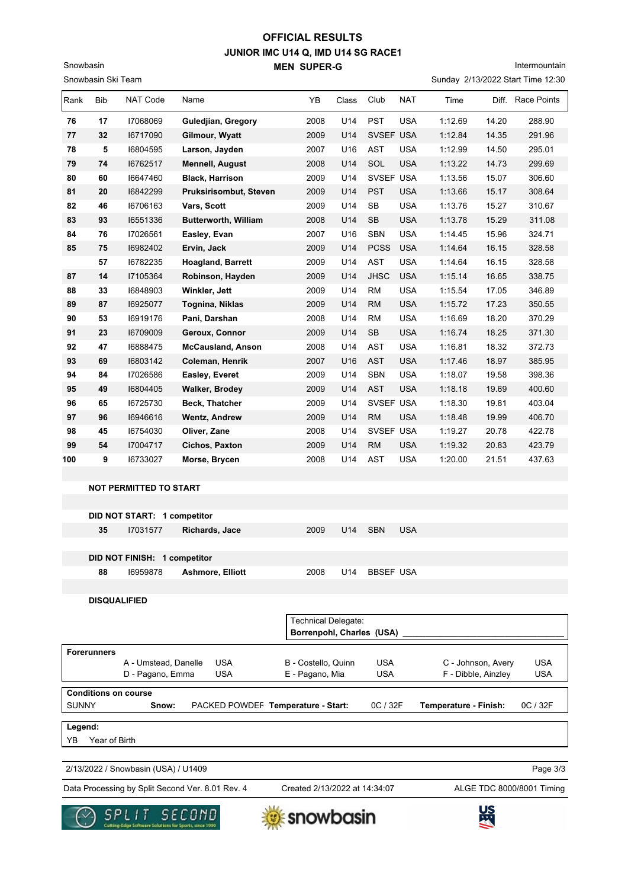# OFFICIAL RESULTS
## JUNIOR IMC U14 Q, IMD U14 SG RACE1
### MEN SUPER-G

Snowbasin
Snowbasin Ski Team

Intermountain
Sunday 2/13/2022 Start Time 12:30

| Rank | Bib | NAT Code | Name | YB | Class | Club | NAT | Time | Diff. | Race Points |
|---|---|---|---|---|---|---|---|---|---|---|
| 76 | 17 | I7068069 | **Guledjian, Gregory** | 2008 | U14 | PST | USA | 1:12.69 | 14.20 | 288.90 |
| 77 | 32 | I6717090 | **Gilmour, Wyatt** | 2009 | U14 | SVSEF | USA | 1:12.84 | 14.35 | 291.96 |
| 78 | 5 | I6804595 | **Larson, Jayden** | 2007 | U16 | AST | USA | 1:12.99 | 14.50 | 295.01 |
| 79 | 74 | I6762517 | **Mennell, August** | 2008 | U14 | SOL | USA | 1:13.22 | 14.73 | 299.69 |
| 80 | 60 | I6647460 | **Black, Harrison** | 2009 | U14 | SVSEF | USA | 1:13.56 | 15.07 | 306.60 |
| 81 | 20 | I6842299 | **Pruksirisombut, Steven** | 2009 | U14 | PST | USA | 1:13.66 | 15.17 | 308.64 |
| 82 | 46 | I6706163 | **Vars, Scott** | 2009 | U14 | SB | USA | 1:13.76 | 15.27 | 310.67 |
| 83 | 93 | I6551336 | **Butterworth, William** | 2008 | U14 | SB | USA | 1:13.78 | 15.29 | 311.08 |
| 84 | 76 | I7026561 | **Easley, Evan** | 2007 | U16 | SBN | USA | 1:14.45 | 15.96 | 324.71 |
| 85 | 75 | I6982402 | **Ervin, Jack** | 2009 | U14 | PCSS | USA | 1:14.64 | 16.15 | 328.58 |
| | 57 | I6782235 | **Hoagland, Barrett** | 2009 | U14 | AST | USA | 1:14.64 | 16.15 | 328.58 |
| 87 | 14 | I7105364 | **Robinson, Hayden** | 2009 | U14 | JHSC | USA | 1:15.14 | 16.65 | 338.75 |
| 88 | 33 | I6848903 | **Winkler, Jett** | 2009 | U14 | RM | USA | 1:15.54 | 17.05 | 346.89 |
| 89 | 87 | I6925077 | **Tognina, Niklas** | 2009 | U14 | RM | USA | 1:15.72 | 17.23 | 350.55 |
| 90 | 53 | I6919176 | **Pani, Darshan** | 2008 | U14 | RM | USA | 1:16.69 | 18.20 | 370.29 |
| 91 | 23 | I6709009 | **Geroux, Connor** | 2009 | U14 | SB | USA | 1:16.74 | 18.25 | 371.30 |
| 92 | 47 | I6888475 | **McCausland, Anson** | 2008 | U14 | AST | USA | 1:16.81 | 18.32 | 372.73 |
| 93 | 69 | I6803142 | **Coleman, Henrik** | 2007 | U16 | AST | USA | 1:17.46 | 18.97 | 385.95 |
| 94 | 84 | I7026586 | **Easley, Everet** | 2009 | U14 | SBN | USA | 1:18.07 | 19.58 | 398.36 |
| 95 | 49 | I6804405 | **Walker, Brodey** | 2009 | U14 | AST | USA | 1:18.18 | 19.69 | 400.60 |
| 96 | 65 | I6725730 | **Beck, Thatcher** | 2009 | U14 | SVSEF | USA | 1:18.30 | 19.81 | 403.04 |
| 97 | 96 | I6946616 | **Wentz, Andrew** | 2009 | U14 | RM | USA | 1:18.48 | 19.99 | 406.70 |
| 98 | 45 | I6754030 | **Oliver, Zane** | 2008 | U14 | SVSEF | USA | 1:19.27 | 20.78 | 422.78 |
| 99 | 54 | I7004717 | **Cichos, Paxton** | 2009 | U14 | RM | USA | 1:19.32 | 20.83 | 423.79 |
| 100 | 9 | I6733027 | **Morse, Brycen** | 2008 | U14 | AST | USA | 1:20.00 | 21.51 | 437.63 |

**NOT PERMITTED TO START**

**DID NOT START: 1 competitor**

| Bib | NAT Code | Name | YB | Class | Club | NAT |
|---|---|---|---|---|---|---|
| 35 | I7031577 | **Richards, Jace** | 2009 | U14 | SBN | USA |

**DID NOT FINISH: 1 competitor**

| Bib | NAT Code | Name | YB | Class | Club | NAT |
|---|---|---|---|---|---|---|
| 88 | I6959878 | **Ashmore, Elliott** | 2008 | U14 | BBSEF | USA |

**DISQUALIFIED**

Technical Delegate:
**Borrenpohl, Charles (USA)**

**Forerunners**

| | | | | | |
|---|---|---|---|---|---|
| A - Umstead, Danelle | USA | B - Costello, Quinn | USA | C - Johnson, Avery | USA |
| D - Pagano, Emma | USA | E - Pagano, Mia | USA | F - Dibble, Ainzley | USA |

**Conditions on course**

SUNNY | **Snow:** PACKED POWDEF | **Temperature - Start:** 0C / 32F | **Temperature - Finish:** 0C / 32F

**Legend:**
YB Year of Birth

2/13/2022 / Snowbasin (USA) / U1409

Data Processing by Split Second Ver. 8.01 Rev. 4 — Created 2/13/2022 at 14:34:07 — ALGE TDC 8000/8001 Timing